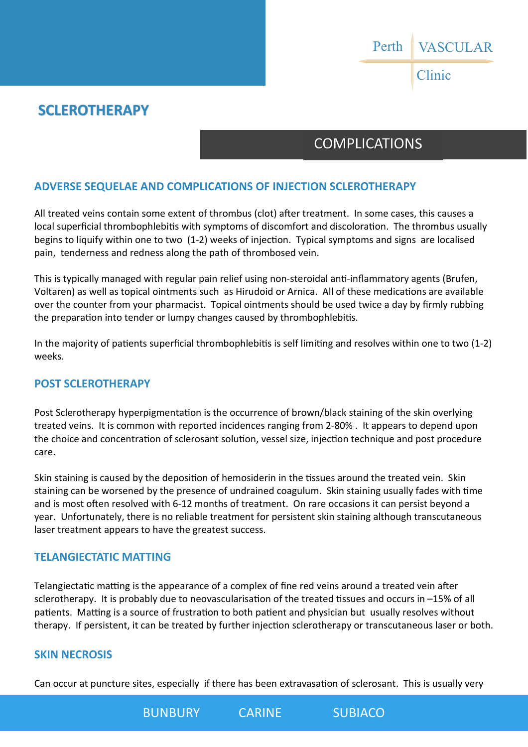Perth VASCULAR Clinic

# SCLEROTHERAPY

## COMPLICATIONS

### ADVERSE SEQUELAE AND COMPLICATIONS OF INJECTION SCLEROTHERAPY

All treated veins contain some extent of thrombus (clot) after treatment. In some cases, this causes a local superficial thrombophlebitis with symptoms of discomfort and discoloration. The thrombus usually begins to liquify within one to two (1-2) weeks of injection. Typical symptoms and signs are localised pain, tenderness and redness along the path of thrombosed vein.

This is typically managed with regular pain relief using non-steroidal anti-inflammatory agents (Brufen, Voltaren) as well as topical ointments such as Hirudoid or Arnica. All of these medications are available over the counter from your pharmacist. Topical ointments should be used twice a day by firmly rubbing the preparation into tender or lumpy changes caused by thrombophlebitis.

In the majority of patients superficial thrombophlebitis is self limiting and resolves within one to two (1-2) weeks.

### POST SCLEROTHERAPY

Post Sclerotherapy hyperpigmentation is the occurrence of brown/black staining of the skin overlying treated veins. It is common with reported incidences ranging from 2-80% . It appears to depend upon the choice and concentration of sclerosant solution, vessel size, injection technique and post procedure care.

Skin staining is caused by the deposition of hemosiderin in the tissues around the treated vein. Skin staining can be worsened by the presence of undrained coagulum. Skin staining usually fades with time and is most often resolved with 6-12 months of treatment. On rare occasions it can persist beyond a year. Unfortunately, there is no reliable treatment for persistent skin staining although transcutaneous laser treatment appears to have the greatest success.

### TELANGIECTATIC MATTING

Telangiectatic matting is the appearance of a complex of fine red veins around a treated vein after sclerotherapy. It is probably due to neovascularisation of the treated tissues and occurs in –15% of all patients. Matting is a source of frustration to both patient and physician but usually resolves without therapy. If persistent, it can be treated by further injection sclerotherapy or transcutaneous laser or both.

### SKIN NECROSIS

Can occur at puncture sites, especially if there has been extravasation of sclerosant. This is usually very

BUNBURY CARINE SUBIACO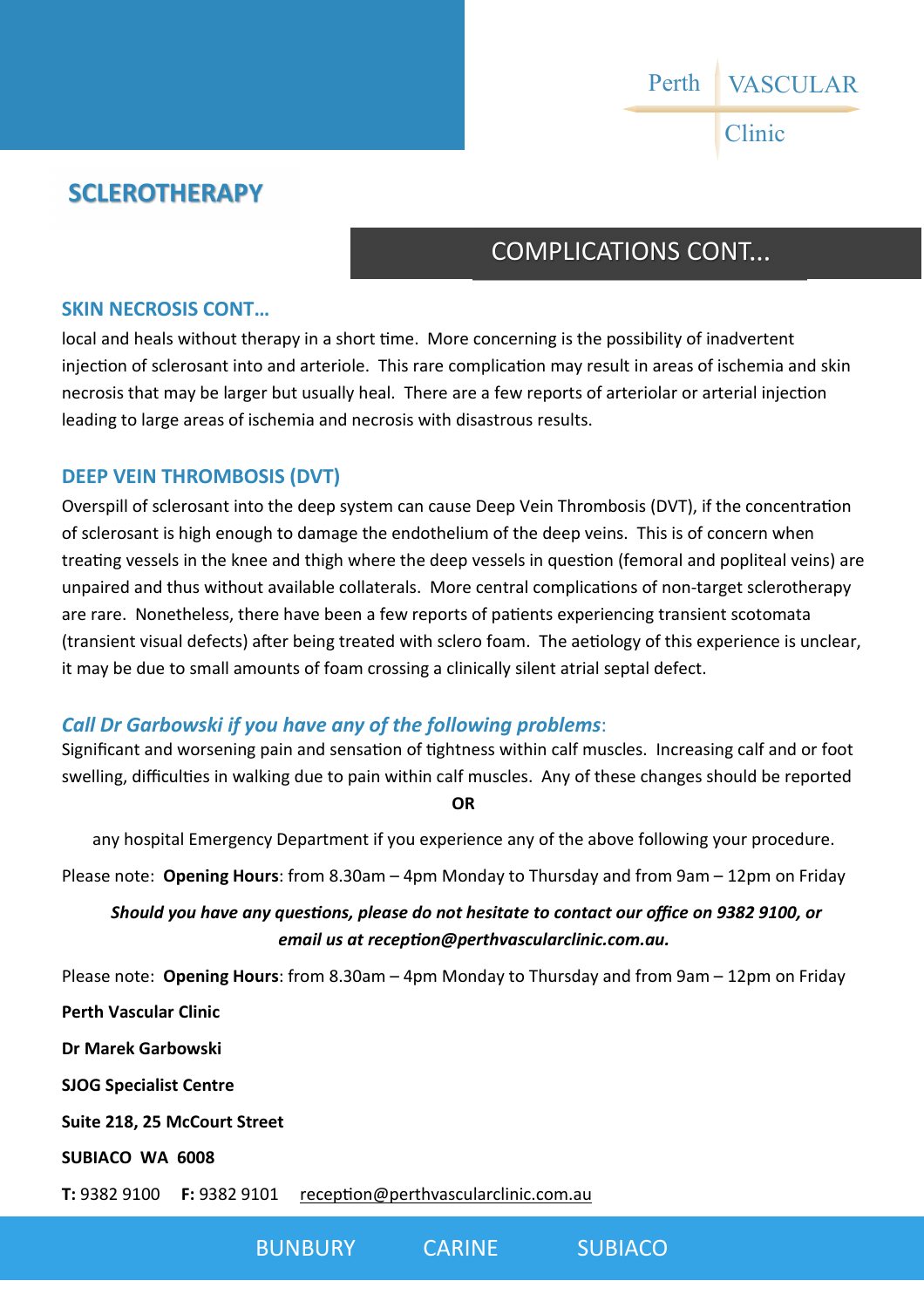Perth VASCULAR Clinic

# SCLEROTHERAPY

## COMPLICATIONS CONT...

### SKIN NECROSIS CONT…

local and heals without therapy in a short time. More concerning is the possibility of inadvertent injection of sclerosant into and arteriole. This rare complication may result in areas of ischemia and skin necrosis that may be larger but usually heal. There are a few reports of arteriolar or arterial injection leading to large areas of ischemia and necrosis with disastrous results.

### DEEP VEIN THROMBOSIS (DVT)

Overspill of sclerosant into the deep system can cause Deep Vein Thrombosis (DVT), if the concentration of sclerosant is high enough to damage the endothelium of the deep veins. This is of concern when treating vessels in the knee and thigh where the deep vessels in question (femoral and popliteal veins) are unpaired and thus without available collaterals. More central complications of non-target sclerotherapy are rare. Nonetheless, there have been a few reports of patients experiencing transient scotomata (transient visual defects) after being treated with sclero foam. The aetiology of this experience is unclear, it may be due to small amounts of foam crossing a clinically silent atrial septal defect.

### *Call Dr Garbowski if you have any of the following problems*:

Significant and worsening pain and sensation of tightness within calf muscles. Increasing calf and or foot swelling, difficulties in walking due to pain within calf muscles. Any of these changes should be reported

**OR**

any hospital Emergency Department if you experience any of the above following your procedure.

Please note: **Opening Hours**: from 8.30am – 4pm Monday to Thursday and from 9am – 12pm on Friday

***Should you have any questions, please do not hesitate to contact our office on 9382 9100, or email us at reception@perthvascularclinic.com.au.***

Please note: **Opening Hours**: from 8.30am – 4pm Monday to Thursday and from 9am – 12pm on Friday

**Perth Vascular Clinic**

**Dr Marek Garbowski**

**SJOG Specialist Centre**

**Suite 218, 25 McCourt Street**

**SUBIACO WA 6008**

**T:** 9382 9100 **F:** 9382 9101 reception@perthvascularclinic.com.au

BUNBURY CARINE SUBIACO